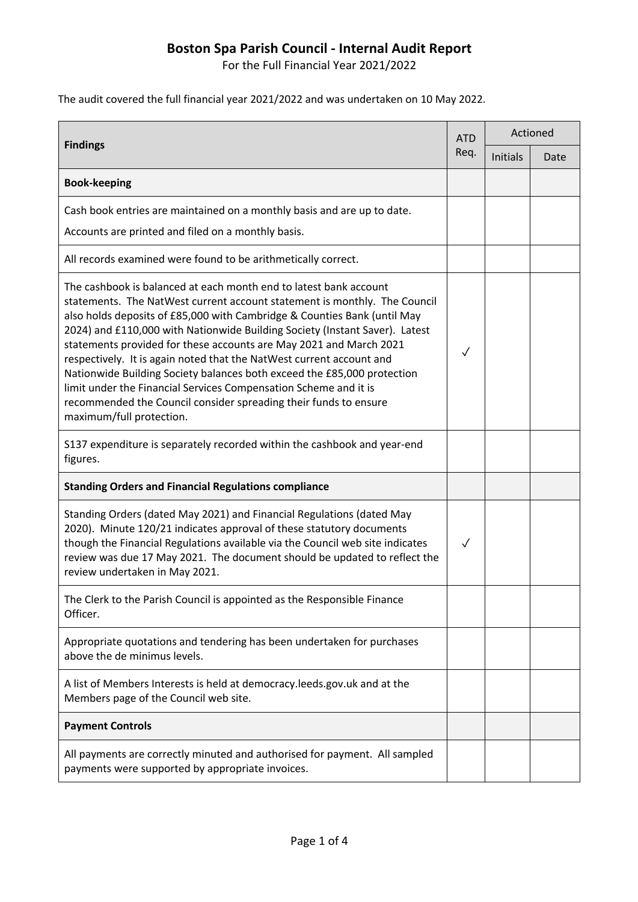# Boston Spa Parish Council - Internal Audit Report

For the Full Financial Year 2021/2022

The audit covered the full financial year 2021/2022 and was undertaken on 10 May 2022.

| Findings | ATD Req. | Actioned | |
|---|---|---|---|
| | | Initials | Date |
| **Book-keeping** | | | |
| Cash book entries are maintained on a monthly basis and are up to date.<br>Accounts are printed and filed on a monthly basis. | | | |
| All records examined were found to be arithmetically correct. | | | |
| The cashbook is balanced at each month end to latest bank account statements. The NatWest current account statement is monthly. The Council also holds deposits of £85,000 with Cambridge & Counties Bank (until May 2024) and £110,000 with Nationwide Building Society (Instant Saver). Latest statements provided for these accounts are May 2021 and March 2021 respectively. It is again noted that the NatWest current account and Nationwide Building Society balances both exceed the £85,000 protection limit under the Financial Services Compensation Scheme and it is recommended the Council consider spreading their funds to ensure maximum/full protection. | ✓ | | |
| S137 expenditure is separately recorded within the cashbook and year-end figures. | | | |
| **Standing Orders and Financial Regulations compliance** | | | |
| Standing Orders (dated May 2021) and Financial Regulations (dated May 2020). Minute 120/21 indicates approval of these statutory documents though the Financial Regulations available via the Council web site indicates review was due 17 May 2021. The document should be updated to reflect the review undertaken in May 2021. | ✓ | | |
| The Clerk to the Parish Council is appointed as the Responsible Finance Officer. | | | |
| Appropriate quotations and tendering has been undertaken for purchases above the de minimus levels. | | | |
| A list of Members Interests is held at democracy.leeds.gov.uk and at the Members page of the Council web site. | | | |
| **Payment Controls** | | | |
| All payments are correctly minuted and authorised for payment. All sampled payments were supported by appropriate invoices. | | | |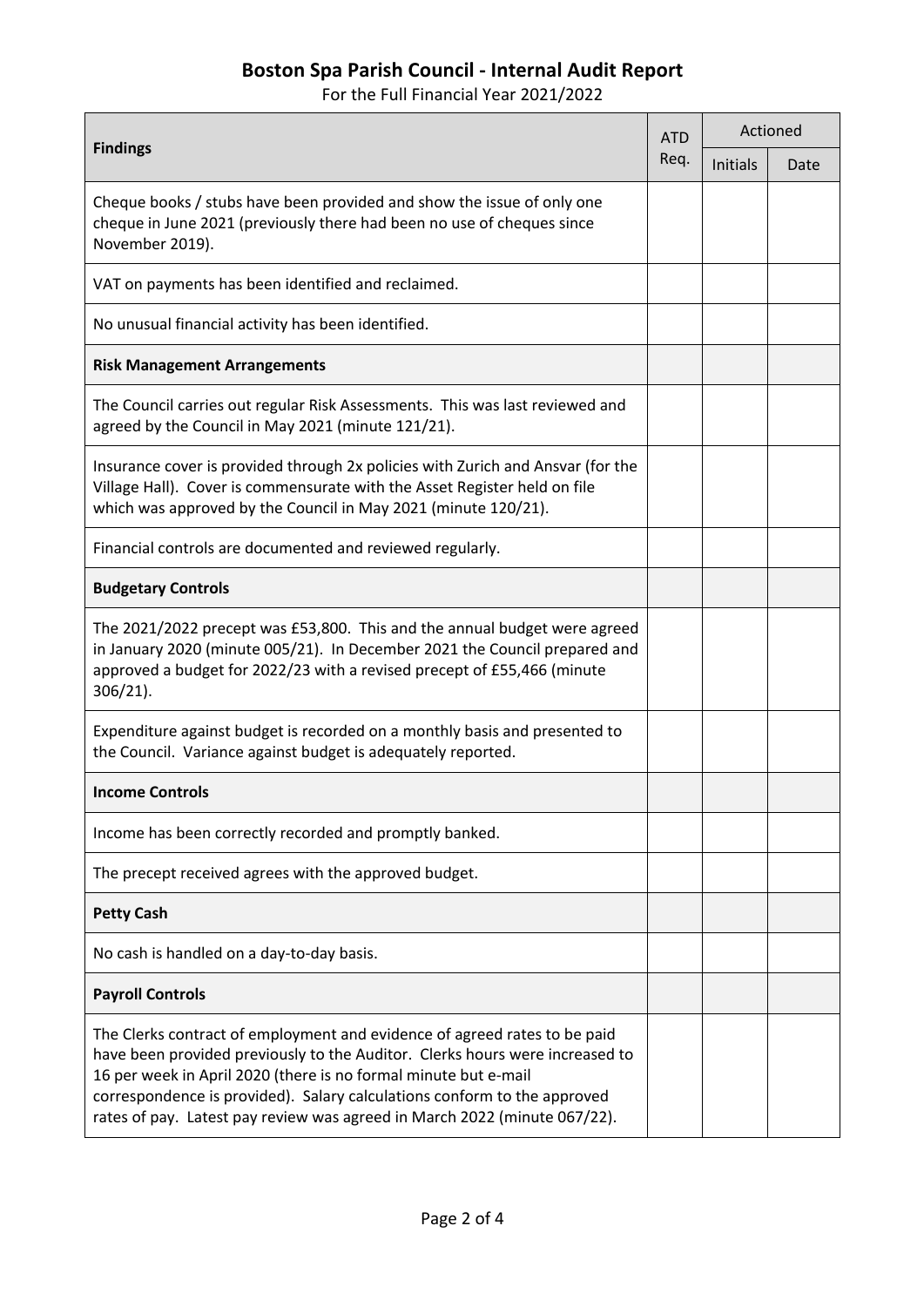# Boston Spa Parish Council - Internal Audit Report

For the Full Financial Year 2021/2022

| Findings | ATD Req. | Actioned | |
|---|---|---|---|
| | | Initials | Date |
| Cheque books / stubs have been provided and show the issue of only one cheque in June 2021 (previously there had been no use of cheques since November 2019). | | | |
| VAT on payments has been identified and reclaimed. | | | |
| No unusual financial activity has been identified. | | | |
| **Risk Management Arrangements** | | | |
| The Council carries out regular Risk Assessments. This was last reviewed and agreed by the Council in May 2021 (minute 121/21). | | | |
| Insurance cover is provided through 2x policies with Zurich and Ansvar (for the Village Hall). Cover is commensurate with the Asset Register held on file which was approved by the Council in May 2021 (minute 120/21). | | | |
| Financial controls are documented and reviewed regularly. | | | |
| **Budgetary Controls** | | | |
| The 2021/2022 precept was £53,800. This and the annual budget were agreed in January 2020 (minute 005/21). In December 2021 the Council prepared and approved a budget for 2022/23 with a revised precept of £55,466 (minute 306/21). | | | |
| Expenditure against budget is recorded on a monthly basis and presented to the Council. Variance against budget is adequately reported. | | | |
| **Income Controls** | | | |
| Income has been correctly recorded and promptly banked. | | | |
| The precept received agrees with the approved budget. | | | |
| **Petty Cash** | | | |
| No cash is handled on a day-to-day basis. | | | |
| **Payroll Controls** | | | |
| The Clerks contract of employment and evidence of agreed rates to be paid have been provided previously to the Auditor. Clerks hours were increased to 16 per week in April 2020 (there is no formal minute but e-mail correspondence is provided). Salary calculations conform to the approved rates of pay. Latest pay review was agreed in March 2022 (minute 067/22). | | | |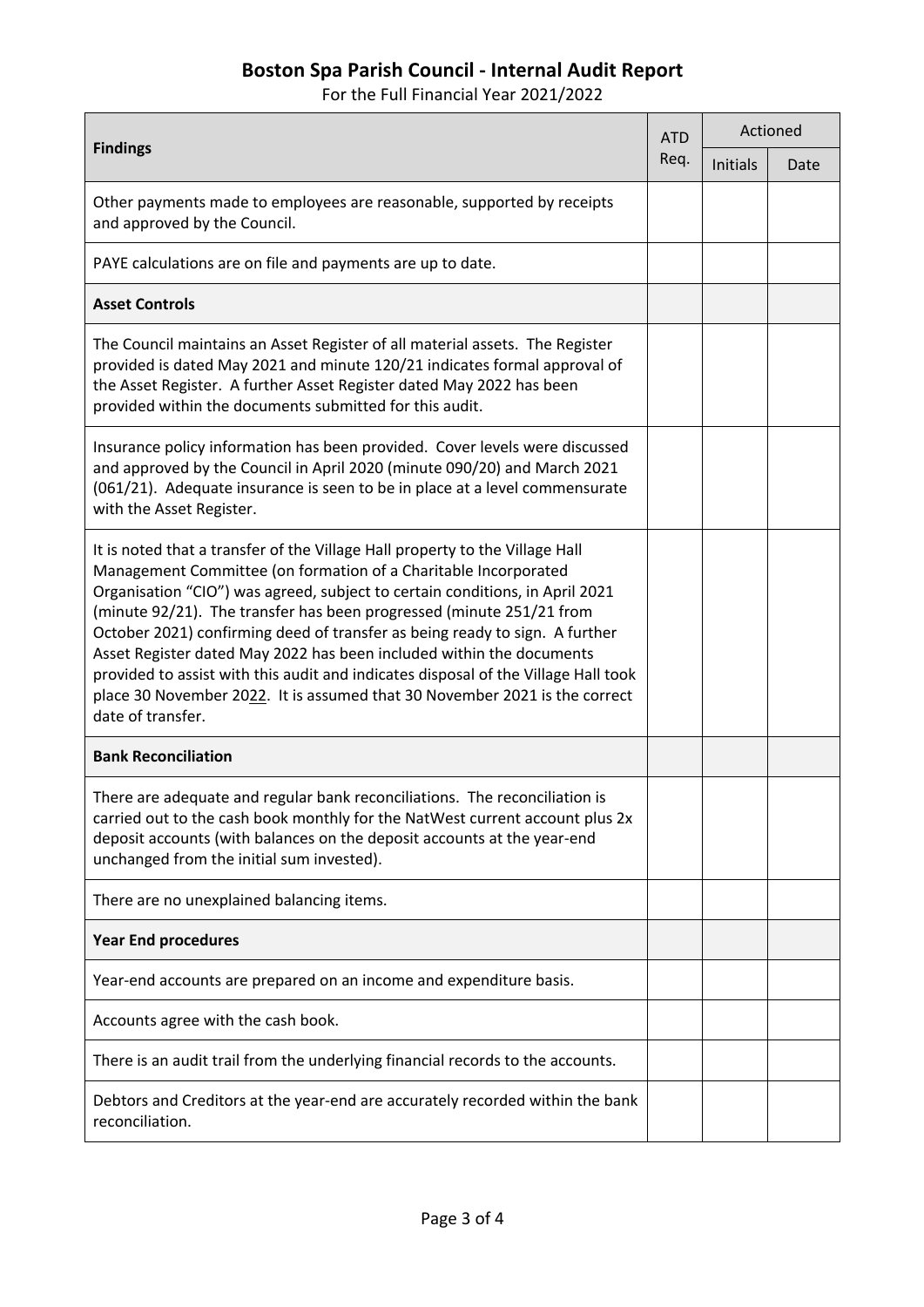## Boston Spa Parish Council - Internal Audit Report

For the Full Financial Year 2021/2022

| Findings | ATD Req. | Actioned | |
|---|---|---|---|
| | | Initials | Date |
| Other payments made to employees are reasonable, supported by receipts and approved by the Council. | | | |
| PAYE calculations are on file and payments are up to date. | | | |
| **Asset Controls** | | | |
| The Council maintains an Asset Register of all material assets. The Register provided is dated May 2021 and minute 120/21 indicates formal approval of the Asset Register. A further Asset Register dated May 2022 has been provided within the documents submitted for this audit. | | | |
| Insurance policy information has been provided. Cover levels were discussed and approved by the Council in April 2020 (minute 090/20) and March 2021 (061/21). Adequate insurance is seen to be in place at a level commensurate with the Asset Register. | | | |
| It is noted that a transfer of the Village Hall property to the Village Hall Management Committee (on formation of a Charitable Incorporated Organisation "CIO") was agreed, subject to certain conditions, in April 2021 (minute 92/21). The transfer has been progressed (minute 251/21 from October 2021) confirming deed of transfer as being ready to sign. A further Asset Register dated May 2022 has been included within the documents provided to assist with this audit and indicates disposal of the Village Hall took place 30 November 20<u>22</u>. It is assumed that 30 November 2021 is the correct date of transfer. | | | |
| **Bank Reconciliation** | | | |
| There are adequate and regular bank reconciliations. The reconciliation is carried out to the cash book monthly for the NatWest current account plus 2x deposit accounts (with balances on the deposit accounts at the year-end unchanged from the initial sum invested). | | | |
| There are no unexplained balancing items. | | | |
| **Year End procedures** | | | |
| Year-end accounts are prepared on an income and expenditure basis. | | | |
| Accounts agree with the cash book. | | | |
| There is an audit trail from the underlying financial records to the accounts. | | | |
| Debtors and Creditors at the year-end are accurately recorded within the bank reconciliation. | | | |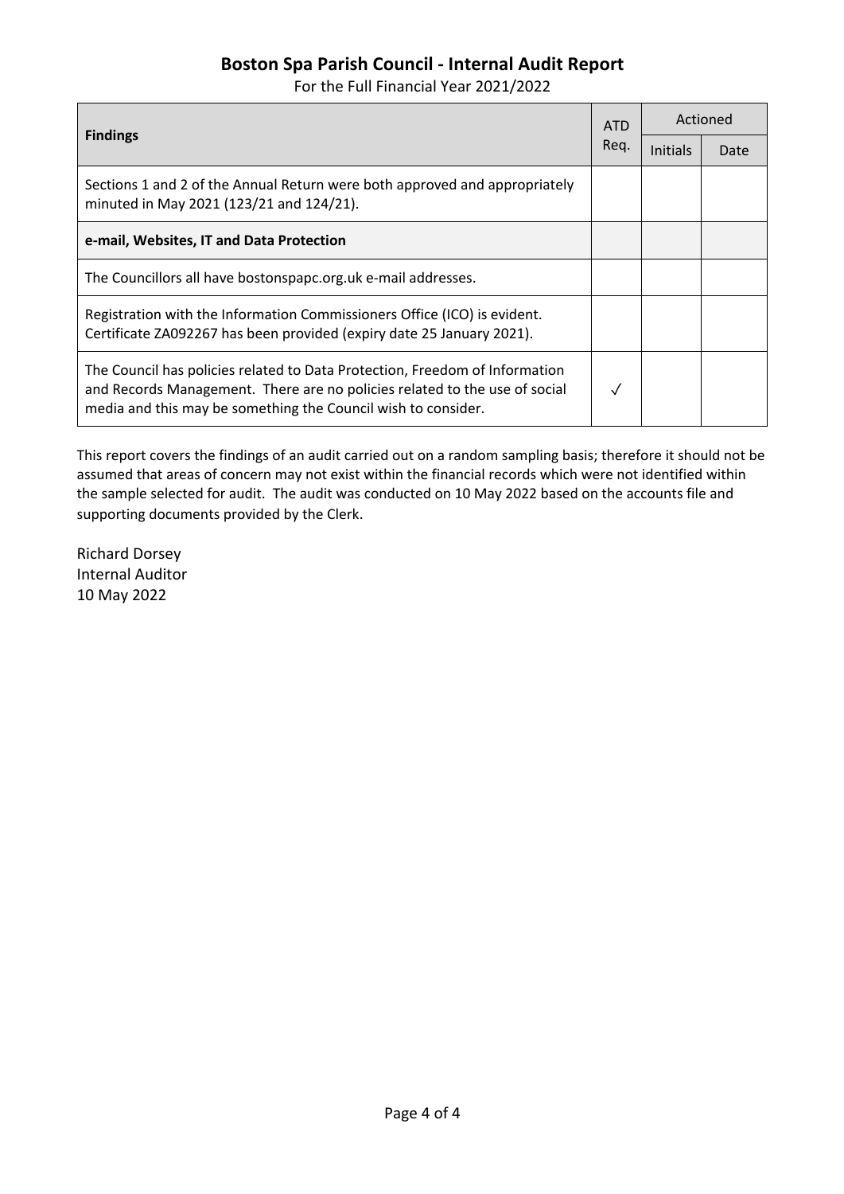## Boston Spa Parish Council - Internal Audit Report

For the Full Financial Year 2021/2022

| Findings | ATD Req. | Actioned | |
|---|---|---|---|
| | | Initials | Date |
| Sections 1 and 2 of the Annual Return were both approved and appropriately minuted in May 2021 (123/21 and 124/21). | | | |
| **e-mail, Websites, IT and Data Protection** | | | |
| The Councillors all have bostonspapc.org.uk e-mail addresses. | | | |
| Registration with the Information Commissioners Office (ICO) is evident. Certificate ZA092267 has been provided (expiry date 25 January 2021). | | | |
| The Council has policies related to Data Protection, Freedom of Information and Records Management. There are no policies related to the use of social media and this may be something the Council wish to consider. | ✓ | | |

This report covers the findings of an audit carried out on a random sampling basis; therefore it should not be assumed that areas of concern may not exist within the financial records which were not identified within the sample selected for audit. The audit was conducted on 10 May 2022 based on the accounts file and supporting documents provided by the Clerk.

Richard Dorsey
Internal Auditor
10 May 2022